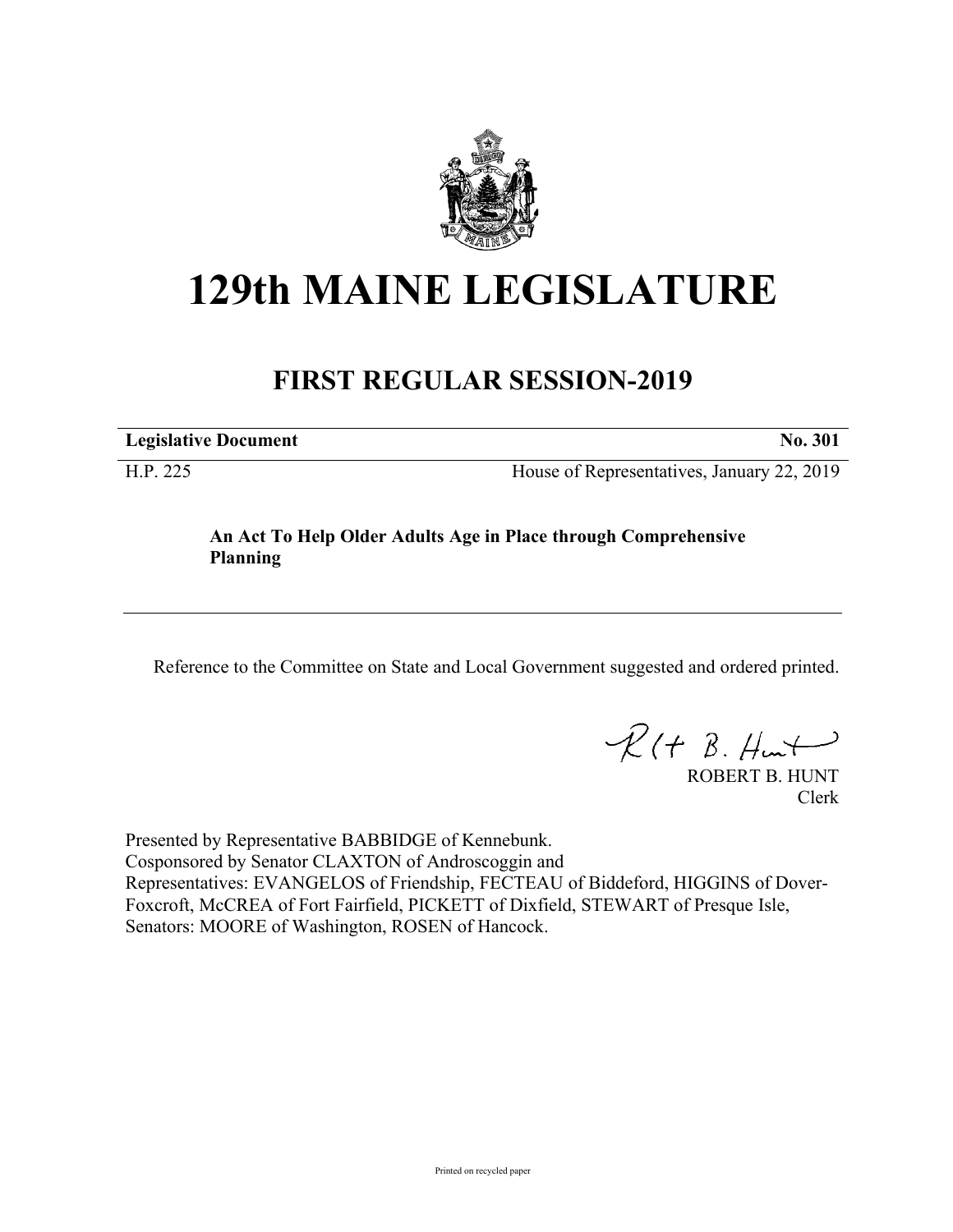# 129th MAINE LEGISLATURE

## FIRST REGULAR SESSION-2019

**Legislative Document** **No. 301**

H.P. 225 House of Representatives, January 22, 2019

**An Act To Help Older Adults Age in Place through Comprehensive Planning**

Reference to the Committee on State and Local Government suggested and ordered printed.

ROBERT B. HUNT
Clerk

Presented by Representative BABBIDGE of Kennebunk.
Cosponsored by Senator CLAXTON of Androscoggin and
Representatives: EVANGELOS of Friendship, FECTEAU of Biddeford, HIGGINS of Dover-Foxcroft, McCREA of Fort Fairfield, PICKETT of Dixfield, STEWART of Presque Isle, Senators: MOORE of Washington, ROSEN of Hancock.

Printed on recycled paper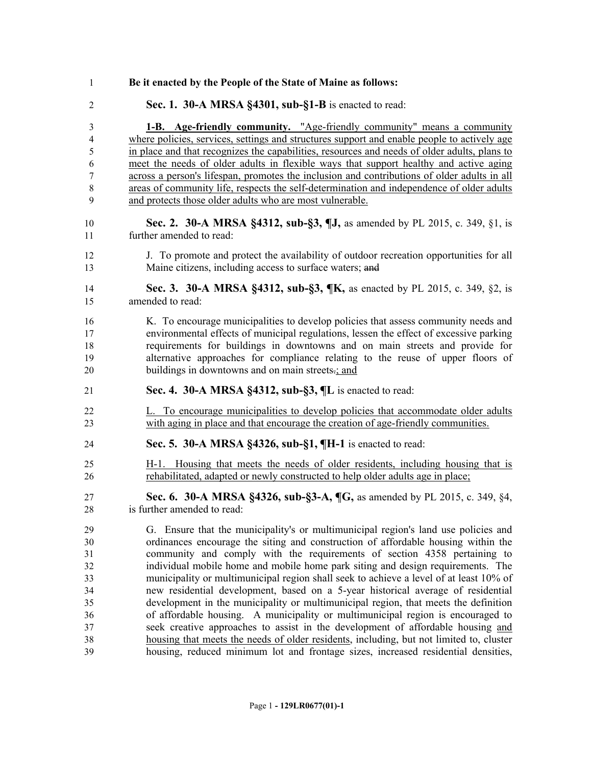**Be it enacted by the People of the State of Maine as follows:**

**Sec. 1. 30-A MRSA §4301, sub-§1-B** is enacted to read:

**1-B. Age-friendly community.** "Age-friendly community" means a community where policies, services, settings and structures support and enable people to actively age in place and that recognizes the capabilities, resources and needs of older adults, plans to meet the needs of older adults in flexible ways that support healthy and active aging across a person's lifespan, promotes the inclusion and contributions of older adults in all areas of community life, respects the self-determination and independence of older adults and protects those older adults who are most vulnerable.

**Sec. 2. 30-A MRSA §4312, sub-§3, ¶J,** as amended by PL 2015, c. 349, §1, is further amended to read:

J. To promote and protect the availability of outdoor recreation opportunities for all Maine citizens, including access to surface waters; ~~and~~

**Sec. 3. 30-A MRSA §4312, sub-§3, ¶K,** as enacted by PL 2015, c. 349, §2, is amended to read:

K. To encourage municipalities to develop policies that assess community needs and environmental effects of municipal regulations, lessen the effect of excessive parking requirements for buildings in downtowns and on main streets and provide for alternative approaches for compliance relating to the reuse of upper floors of buildings in downtowns and on main streets~~.~~; and

**Sec. 4. 30-A MRSA §4312, sub-§3, ¶L** is enacted to read:

L. To encourage municipalities to develop policies that accommodate older adults with aging in place and that encourage the creation of age-friendly communities.

**Sec. 5. 30-A MRSA §4326, sub-§1, ¶H-1** is enacted to read:

H-1. Housing that meets the needs of older residents, including housing that is rehabilitated, adapted or newly constructed to help older adults age in place;

**Sec. 6. 30-A MRSA §4326, sub-§3-A, ¶G,** as amended by PL 2015, c. 349, §4, is further amended to read:

G. Ensure that the municipality's or multimunicipal region's land use policies and ordinances encourage the siting and construction of affordable housing within the community and comply with the requirements of section 4358 pertaining to individual mobile home and mobile home park siting and design requirements. The municipality or multimunicipal region shall seek to achieve a level of at least 10% of new residential development, based on a 5-year historical average of residential development in the municipality or multimunicipal region, that meets the definition of affordable housing. A municipality or multimunicipal region is encouraged to seek creative approaches to assist in the development of affordable housing and housing that meets the needs of older residents, including, but not limited to, cluster housing, reduced minimum lot and frontage sizes, increased residential densities,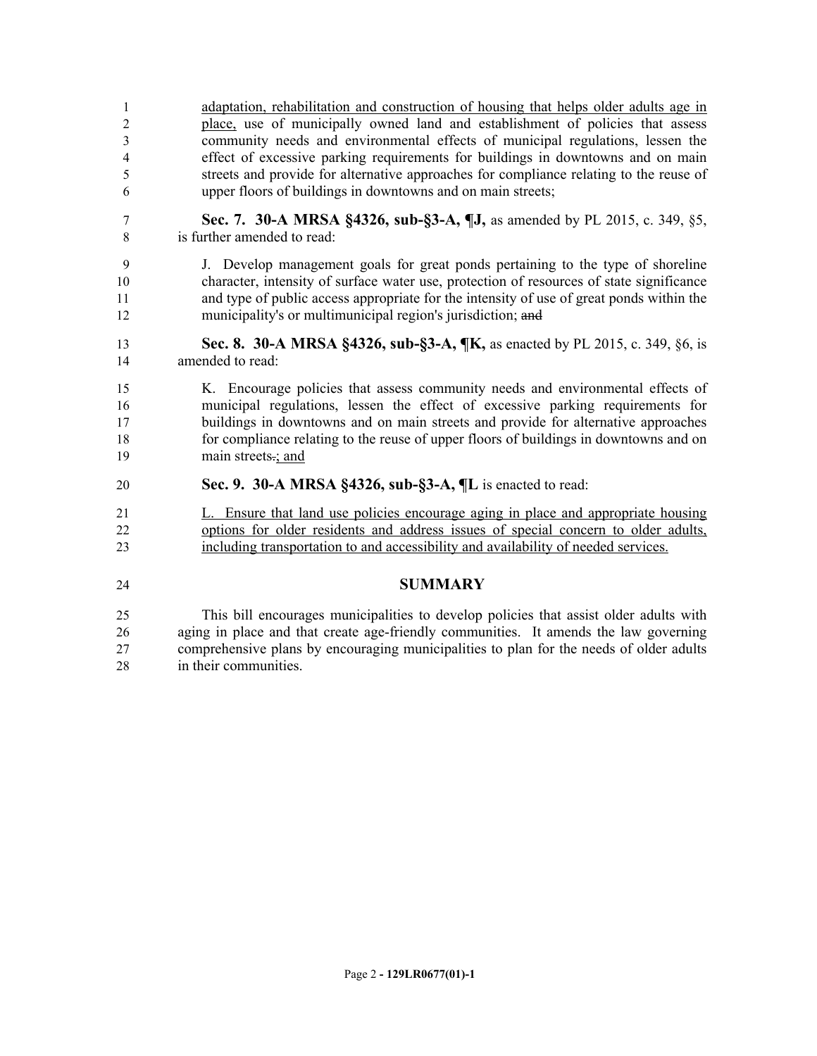adaptation, rehabilitation and construction of housing that helps older adults age in place, use of municipally owned land and establishment of policies that assess community needs and environmental effects of municipal regulations, lessen the effect of excessive parking requirements for buildings in downtowns and on main streets and provide for alternative approaches for compliance relating to the reuse of upper floors of buildings in downtowns and on main streets;

**Sec. 7. 30-A MRSA §4326, sub-§3-A, ¶J,** as amended by PL 2015, c. 349, §5, is further amended to read:

J. Develop management goals for great ponds pertaining to the type of shoreline character, intensity of surface water use, protection of resources of state significance and type of public access appropriate for the intensity of use of great ponds within the municipality's or multimunicipal region's jurisdiction; ~~and~~

**Sec. 8. 30-A MRSA §4326, sub-§3-A, ¶K,** as enacted by PL 2015, c. 349, §6, is amended to read:

K. Encourage policies that assess community needs and environmental effects of municipal regulations, lessen the effect of excessive parking requirements for buildings in downtowns and on main streets and provide for alternative approaches for compliance relating to the reuse of upper floors of buildings in downtowns and on main streets~~.~~; and

**Sec. 9. 30-A MRSA §4326, sub-§3-A, ¶L** is enacted to read:

L. Ensure that land use policies encourage aging in place and appropriate housing options for older residents and address issues of special concern to older adults, including transportation to and accessibility and availability of needed services.

## SUMMARY

This bill encourages municipalities to develop policies that assist older adults with aging in place and that create age-friendly communities. It amends the law governing comprehensive plans by encouraging municipalities to plan for the needs of older adults in their communities.